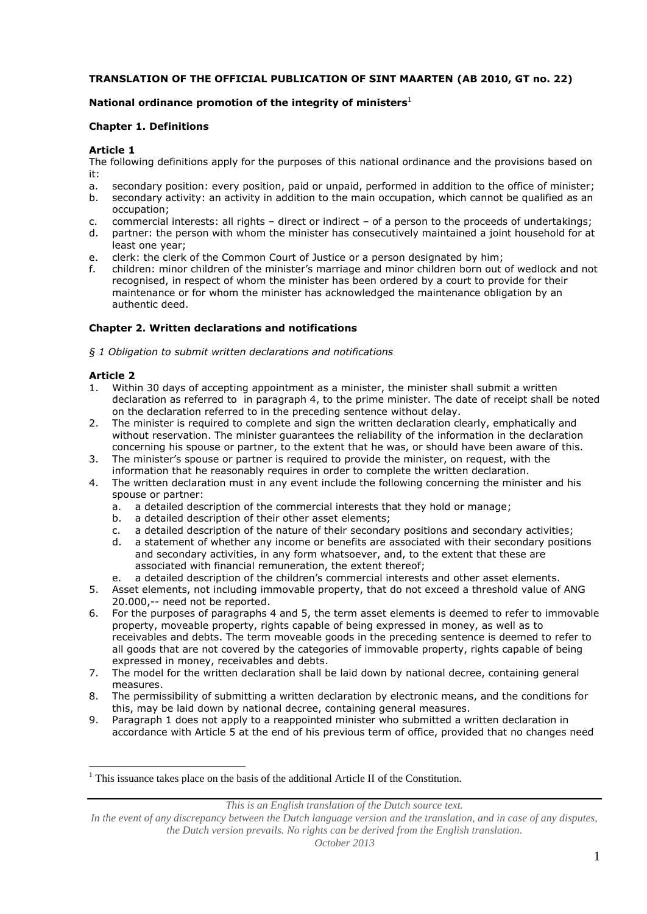**TRANSLATION OF THE OFFICIAL PUBLICATION OF SINT MAARTEN (AB 2010, GT no. 22)**

**National ordinance promotion of the integrity of ministers**[1]

### Chapter 1. Definitions

**Article 1**

The following definitions apply for the purposes of this national ordinance and the provisions based on it:

a. secondary position: every position, paid or unpaid, performed in addition to the office of minister;
b. secondary activity: an activity in addition to the main occupation, which cannot be qualified as an occupation;
c. commercial interests: all rights – direct or indirect – of a person to the proceeds of undertakings;
d. partner: the person with whom the minister has consecutively maintained a joint household for at least one year;
e. clerk: the clerk of the Common Court of Justice or a person designated by him;
f. children: minor children of the minister's marriage and minor children born out of wedlock and not recognised, in respect of whom the minister has been ordered by a court to provide for their maintenance or for whom the minister has acknowledged the maintenance obligation by an authentic deed.

### Chapter 2. Written declarations and notifications

*§ 1 Obligation to submit written declarations and notifications*

**Article 2**

1. Within 30 days of accepting appointment as a minister, the minister shall submit a written declaration as referred to in paragraph 4, to the prime minister. The date of receipt shall be noted on the declaration referred to in the preceding sentence without delay.
2. The minister is required to complete and sign the written declaration clearly, emphatically and without reservation. The minister guarantees the reliability of the information in the declaration concerning his spouse or partner, to the extent that he was, or should have been aware of this.
3. The minister's spouse or partner is required to provide the minister, on request, with the information that he reasonably requires in order to complete the written declaration.
4. The written declaration must in any event include the following concerning the minister and his spouse or partner:
   a. a detailed description of the commercial interests that they hold or manage;
   b. a detailed description of their other asset elements;
   c. a detailed description of the nature of their secondary positions and secondary activities;
   d. a statement of whether any income or benefits are associated with their secondary positions and secondary activities, in any form whatsoever, and, to the extent that these are associated with financial remuneration, the extent thereof;
   e. a detailed description of the children's commercial interests and other asset elements.
5. Asset elements, not including immovable property, that do not exceed a threshold value of ANG 20.000,-- need not be reported.
6. For the purposes of paragraphs 4 and 5, the term asset elements is deemed to refer to immovable property, moveable property, rights capable of being expressed in money, as well as to receivables and debts. The term moveable goods in the preceding sentence is deemed to refer to all goods that are not covered by the categories of immovable property, rights capable of being expressed in money, receivables and debts.
7. The model for the written declaration shall be laid down by national decree, containing general measures.
8. The permissibility of submitting a written declaration by electronic means, and the conditions for this, may be laid down by national decree, containing general measures.
9. Paragraph 1 does not apply to a reappointed minister who submitted a written declaration in accordance with Article 5 at the end of his previous term of office, provided that no changes need

[1] This issuance takes place on the basis of the additional Article II of the Constitution.

*This is an English translation of the Dutch source text.*
*In the event of any discrepancy between the Dutch language version and the translation, and in case of any disputes, the Dutch version prevails. No rights can be derived from the English translation.*
*October 2013*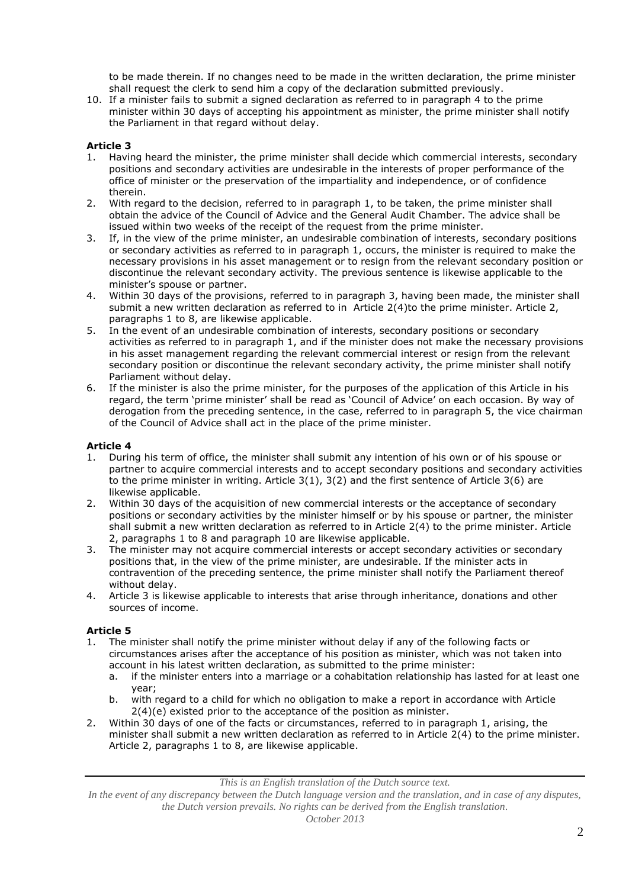to be made therein. If no changes need to be made in the written declaration, the prime minister shall request the clerk to send him a copy of the declaration submitted previously.

10. If a minister fails to submit a signed declaration as referred to in paragraph 4 to the prime minister within 30 days of accepting his appointment as minister, the prime minister shall notify the Parliament in that regard without delay.

**Article 3**

1. Having heard the minister, the prime minister shall decide which commercial interests, secondary positions and secondary activities are undesirable in the interests of proper performance of the office of minister or the preservation of the impartiality and independence, or of confidence therein.
2. With regard to the decision, referred to in paragraph 1, to be taken, the prime minister shall obtain the advice of the Council of Advice and the General Audit Chamber. The advice shall be issued within two weeks of the receipt of the request from the prime minister.
3. If, in the view of the prime minister, an undesirable combination of interests, secondary positions or secondary activities as referred to in paragraph 1, occurs, the minister is required to make the necessary provisions in his asset management or to resign from the relevant secondary position or discontinue the relevant secondary activity. The previous sentence is likewise applicable to the minister's spouse or partner.
4. Within 30 days of the provisions, referred to in paragraph 3, having been made, the minister shall submit a new written declaration as referred to in Article 2(4)to the prime minister. Article 2, paragraphs 1 to 8, are likewise applicable.
5. In the event of an undesirable combination of interests, secondary positions or secondary activities as referred to in paragraph 1, and if the minister does not make the necessary provisions in his asset management regarding the relevant commercial interest or resign from the relevant secondary position or discontinue the relevant secondary activity, the prime minister shall notify Parliament without delay.
6. If the minister is also the prime minister, for the purposes of the application of this Article in his regard, the term 'prime minister' shall be read as 'Council of Advice' on each occasion. By way of derogation from the preceding sentence, in the case, referred to in paragraph 5, the vice chairman of the Council of Advice shall act in the place of the prime minister.

**Article 4**

1. During his term of office, the minister shall submit any intention of his own or of his spouse or partner to acquire commercial interests and to accept secondary positions and secondary activities to the prime minister in writing. Article 3(1), 3(2) and the first sentence of Article 3(6) are likewise applicable.
2. Within 30 days of the acquisition of new commercial interests or the acceptance of secondary positions or secondary activities by the minister himself or by his spouse or partner, the minister shall submit a new written declaration as referred to in Article 2(4) to the prime minister. Article 2, paragraphs 1 to 8 and paragraph 10 are likewise applicable.
3. The minister may not acquire commercial interests or accept secondary activities or secondary positions that, in the view of the prime minister, are undesirable. If the minister acts in contravention of the preceding sentence, the prime minister shall notify the Parliament thereof without delay.
4. Article 3 is likewise applicable to interests that arise through inheritance, donations and other sources of income.

**Article 5**

1. The minister shall notify the prime minister without delay if any of the following facts or circumstances arises after the acceptance of his position as minister, which was not taken into account in his latest written declaration, as submitted to the prime minister:
   a. if the minister enters into a marriage or a cohabitation relationship has lasted for at least one year;
   b. with regard to a child for which no obligation to make a report in accordance with Article 2(4)(e) existed prior to the acceptance of the position as minister.
2. Within 30 days of one of the facts or circumstances, referred to in paragraph 1, arising, the minister shall submit a new written declaration as referred to in Article 2(4) to the prime minister. Article 2, paragraphs 1 to 8, are likewise applicable.

*This is an English translation of the Dutch source text.*
*In the event of any discrepancy between the Dutch language version and the translation, and in case of any disputes, the Dutch version prevails. No rights can be derived from the English translation.*
*October 2013*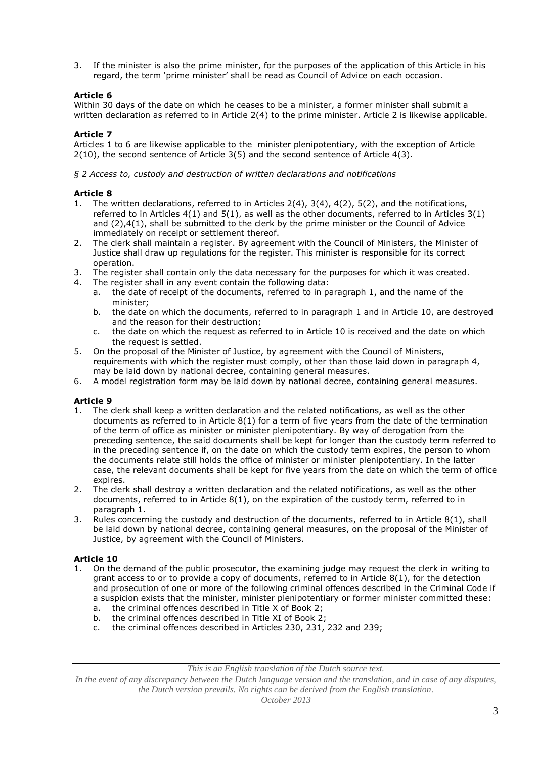3. If the minister is also the prime minister, for the purposes of the application of this Article in his regard, the term 'prime minister' shall be read as Council of Advice on each occasion.

**Article 6**

Within 30 days of the date on which he ceases to be a minister, a former minister shall submit a written declaration as referred to in Article 2(4) to the prime minister. Article 2 is likewise applicable.

**Article 7**

Articles 1 to 6 are likewise applicable to the minister plenipotentiary, with the exception of Article 2(10), the second sentence of Article 3(5) and the second sentence of Article 4(3).

*§ 2 Access to, custody and destruction of written declarations and notifications*

**Article 8**

1. The written declarations, referred to in Articles 2(4), 3(4), 4(2), 5(2), and the notifications, referred to in Articles 4(1) and 5(1), as well as the other documents, referred to in Articles 3(1) and (2),4(1), shall be submitted to the clerk by the prime minister or the Council of Advice immediately on receipt or settlement thereof.
2. The clerk shall maintain a register. By agreement with the Council of Ministers, the Minister of Justice shall draw up regulations for the register. This minister is responsible for its correct operation.
3. The register shall contain only the data necessary for the purposes for which it was created.
4. The register shall in any event contain the following data:
   a. the date of receipt of the documents, referred to in paragraph 1, and the name of the minister;
   b. the date on which the documents, referred to in paragraph 1 and in Article 10, are destroyed and the reason for their destruction;
   c. the date on which the request as referred to in Article 10 is received and the date on which the request is settled.
5. On the proposal of the Minister of Justice, by agreement with the Council of Ministers, requirements with which the register must comply, other than those laid down in paragraph 4, may be laid down by national decree, containing general measures.
6. A model registration form may be laid down by national decree, containing general measures.

**Article 9**

1. The clerk shall keep a written declaration and the related notifications, as well as the other documents as referred to in Article 8(1) for a term of five years from the date of the termination of the term of office as minister or minister plenipotentiary. By way of derogation from the preceding sentence, the said documents shall be kept for longer than the custody term referred to in the preceding sentence if, on the date on which the custody term expires, the person to whom the documents relate still holds the office of minister or minister plenipotentiary. In the latter case, the relevant documents shall be kept for five years from the date on which the term of office expires.
2. The clerk shall destroy a written declaration and the related notifications, as well as the other documents, referred to in Article 8(1), on the expiration of the custody term, referred to in paragraph 1.
3. Rules concerning the custody and destruction of the documents, referred to in Article 8(1), shall be laid down by national decree, containing general measures, on the proposal of the Minister of Justice, by agreement with the Council of Ministers.

**Article 10**

1. On the demand of the public prosecutor, the examining judge may request the clerk in writing to grant access to or to provide a copy of documents, referred to in Article 8(1), for the detection and prosecution of one or more of the following criminal offences described in the Criminal Code if a suspicion exists that the minister, minister plenipotentiary or former minister committed these:
   a. the criminal offences described in Title X of Book 2;
   b. the criminal offences described in Title XI of Book 2;
   c. the criminal offences described in Articles 230, 231, 232 and 239;

*This is an English translation of the Dutch source text.*
*In the event of any discrepancy between the Dutch language version and the translation, and in case of any disputes, the Dutch version prevails. No rights can be derived from the English translation.*
*October 2013*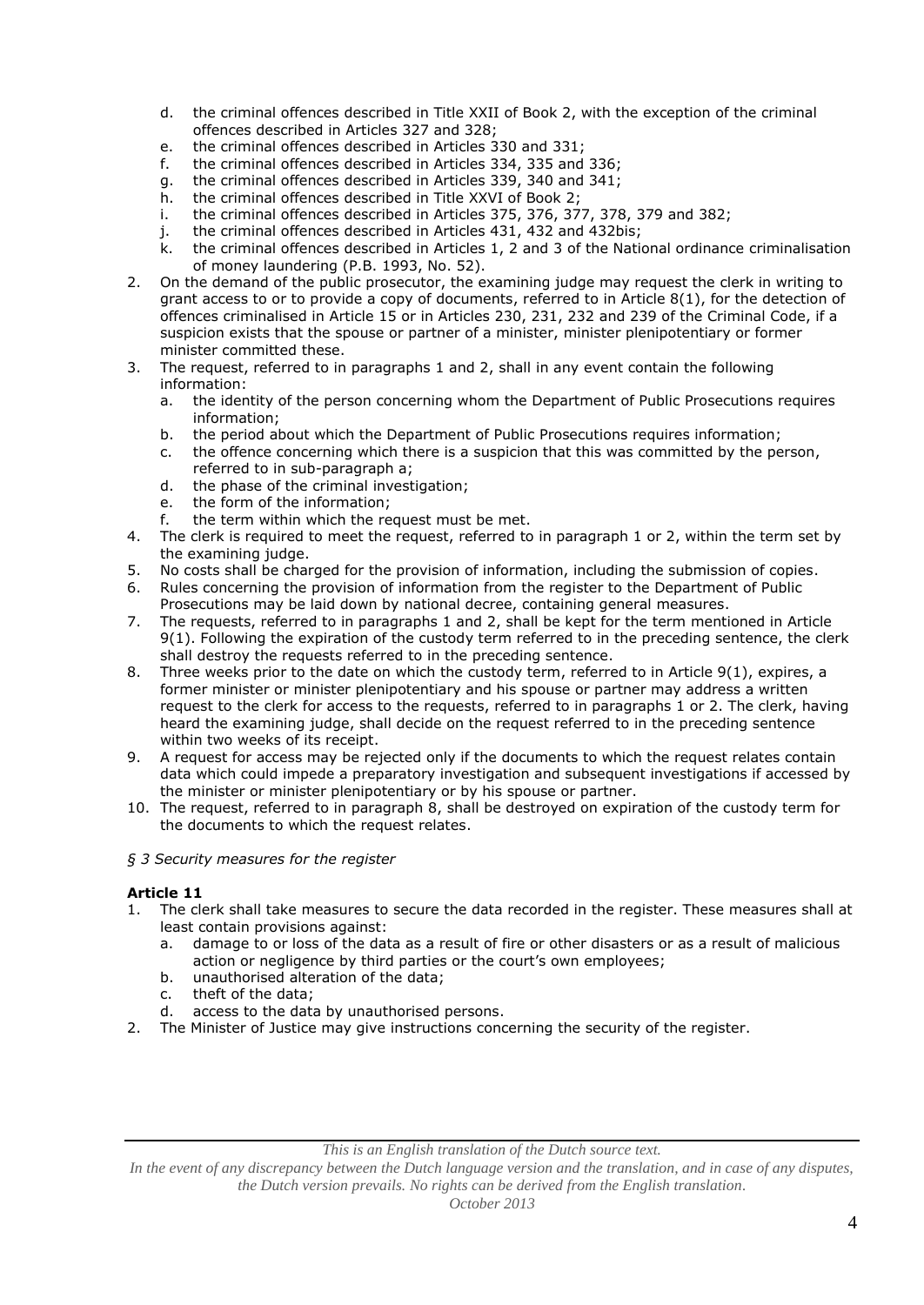d. the criminal offences described in Title XXII of Book 2, with the exception of the criminal offences described in Articles 327 and 328;
e. the criminal offences described in Articles 330 and 331;
f. the criminal offences described in Articles 334, 335 and 336;
g. the criminal offences described in Articles 339, 340 and 341;
h. the criminal offences described in Title XXVI of Book 2;
i. the criminal offences described in Articles 375, 376, 377, 378, 379 and 382;
j. the criminal offences described in Articles 431, 432 and 432bis;
k. the criminal offences described in Articles 1, 2 and 3 of the National ordinance criminalisation of money laundering (P.B. 1993, No. 52).

2. On the demand of the public prosecutor, the examining judge may request the clerk in writing to grant access to or to provide a copy of documents, referred to in Article 8(1), for the detection of offences criminalised in Article 15 or in Articles 230, 231, 232 and 239 of the Criminal Code, if a suspicion exists that the spouse or partner of a minister, minister plenipotentiary or former minister committed these.
3. The request, referred to in paragraphs 1 and 2, shall in any event contain the following information:
   a. the identity of the person concerning whom the Department of Public Prosecutions requires information;
   b. the period about which the Department of Public Prosecutions requires information;
   c. the offence concerning which there is a suspicion that this was committed by the person, referred to in sub-paragraph a;
   d. the phase of the criminal investigation;
   e. the form of the information;
   f. the term within which the request must be met.
4. The clerk is required to meet the request, referred to in paragraph 1 or 2, within the term set by the examining judge.
5. No costs shall be charged for the provision of information, including the submission of copies.
6. Rules concerning the provision of information from the register to the Department of Public Prosecutions may be laid down by national decree, containing general measures.
7. The requests, referred to in paragraphs 1 and 2, shall be kept for the term mentioned in Article 9(1). Following the expiration of the custody term referred to in the preceding sentence, the clerk shall destroy the requests referred to in the preceding sentence.
8. Three weeks prior to the date on which the custody term, referred to in Article 9(1), expires, a former minister or minister plenipotentiary and his spouse or partner may address a written request to the clerk for access to the requests, referred to in paragraphs 1 or 2. The clerk, having heard the examining judge, shall decide on the request referred to in the preceding sentence within two weeks of its receipt.
9. A request for access may be rejected only if the documents to which the request relates contain data which could impede a preparatory investigation and subsequent investigations if accessed by the minister or minister plenipotentiary or by his spouse or partner.
10. The request, referred to in paragraph 8, shall be destroyed on expiration of the custody term for the documents to which the request relates.

*§ 3 Security measures for the register*

**Article 11**

1. The clerk shall take measures to secure the data recorded in the register. These measures shall at least contain provisions against:
   a. damage to or loss of the data as a result of fire or other disasters or as a result of malicious action or negligence by third parties or the court's own employees;
   b. unauthorised alteration of the data;
   c. theft of the data;
   d. access to the data by unauthorised persons.
2. The Minister of Justice may give instructions concerning the security of the register.

*This is an English translation of the Dutch source text.*
*In the event of any discrepancy between the Dutch language version and the translation, and in case of any disputes, the Dutch version prevails. No rights can be derived from the English translation.*
*October 2013*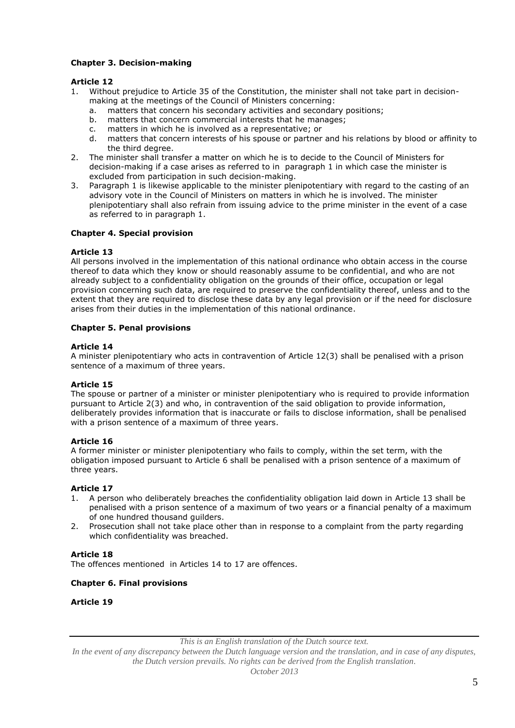**Chapter 3. Decision-making**

**Article 12**

1. Without prejudice to Article 35 of the Constitution, the minister shall not take part in decision-making at the meetings of the Council of Ministers concerning:
   a. matters that concern his secondary activities and secondary positions;
   b. matters that concern commercial interests that he manages;
   c. matters in which he is involved as a representative; or
   d. matters that concern interests of his spouse or partner and his relations by blood or affinity to the third degree.
2. The minister shall transfer a matter on which he is to decide to the Council of Ministers for decision-making if a case arises as referred to in paragraph 1 in which case the minister is excluded from participation in such decision-making.
3. Paragraph 1 is likewise applicable to the minister plenipotentiary with regard to the casting of an advisory vote in the Council of Ministers on matters in which he is involved. The minister plenipotentiary shall also refrain from issuing advice to the prime minister in the event of a case as referred to in paragraph 1.

**Chapter 4. Special provision**

**Article 13**

All persons involved in the implementation of this national ordinance who obtain access in the course thereof to data which they know or should reasonably assume to be confidential, and who are not already subject to a confidentiality obligation on the grounds of their office, occupation or legal provision concerning such data, are required to preserve the confidentiality thereof, unless and to the extent that they are required to disclose these data by any legal provision or if the need for disclosure arises from their duties in the implementation of this national ordinance.

**Chapter 5. Penal provisions**

**Article 14**

A minister plenipotentiary who acts in contravention of Article 12(3) shall be penalised with a prison sentence of a maximum of three years.

**Article 15**

The spouse or partner of a minister or minister plenipotentiary who is required to provide information pursuant to Article 2(3) and who, in contravention of the said obligation to provide information, deliberately provides information that is inaccurate or fails to disclose information, shall be penalised with a prison sentence of a maximum of three years.

**Article 16**

A former minister or minister plenipotentiary who fails to comply, within the set term, with the obligation imposed pursuant to Article 6 shall be penalised with a prison sentence of a maximum of three years.

**Article 17**

1. A person who deliberately breaches the confidentiality obligation laid down in Article 13 shall be penalised with a prison sentence of a maximum of two years or a financial penalty of a maximum of one hundred thousand guilders.
2. Prosecution shall not take place other than in response to a complaint from the party regarding which confidentiality was breached.

**Article 18**

The offences mentioned in Articles 14 to 17 are offences.

**Chapter 6. Final provisions**

**Article 19**

*This is an English translation of the Dutch source text.*
*In the event of any discrepancy between the Dutch language version and the translation, and in case of any disputes, the Dutch version prevails. No rights can be derived from the English translation.*
*October 2013*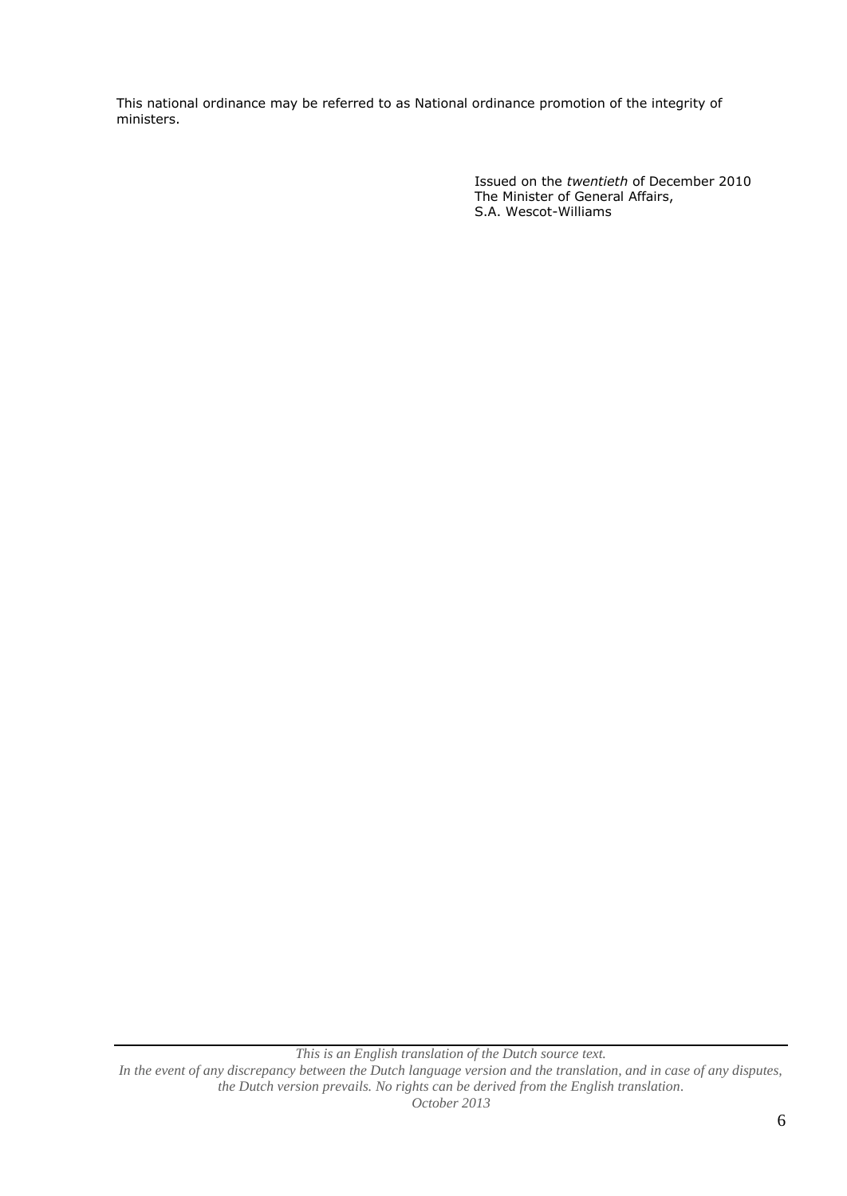This national ordinance may be referred to as National ordinance promotion of the integrity of ministers.

Issued on the *twentieth* of December 2010
The Minister of General Affairs,
S.A. Wescot-Williams

*This is an English translation of the Dutch source text.*
*In the event of any discrepancy between the Dutch language version and the translation, and in case of any disputes, the Dutch version prevails. No rights can be derived from the English translation.*
*October 2013*